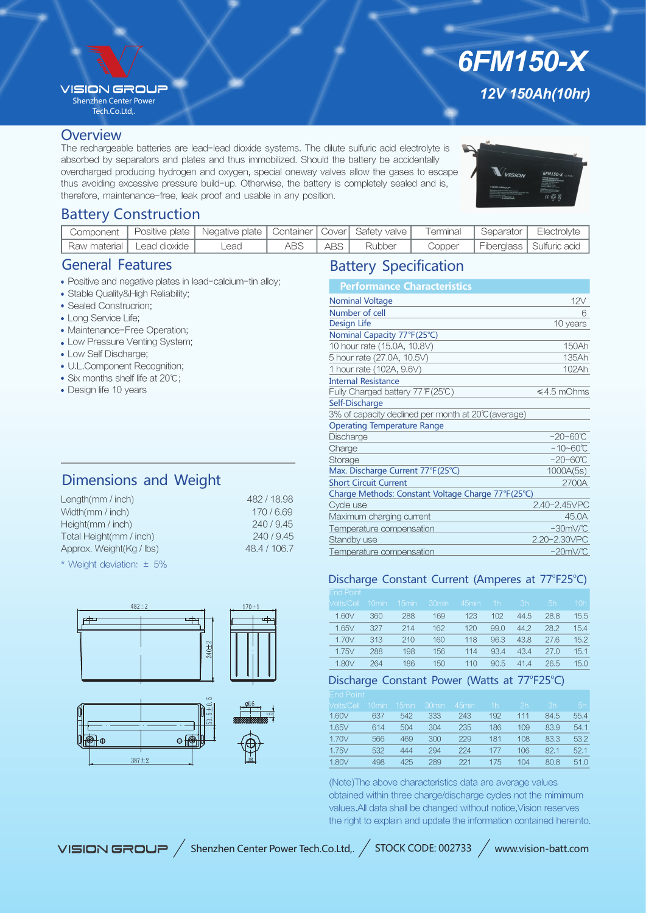VISION GROUP
Shenzhen Center Power Tech.Co.Ltd,.

# 6FM150-X

## 12V 150Ah(10hr)

## Overview

The rechargeable batteries are lead-lead dioxide systems. The dilute sulfuric acid electrolyte is absorbed by separators and plates and thus immobilized. Should the battery be accidentally overcharged producing hydrogen and oxygen, special oneway valves allow the gases to escape thus avoiding excessive pressure build-up. Otherwise, the battery is completely sealed and is, therefore, maintenance-free, leak proof and usable in any position.

## Battery Construction

| Component | Positive plate | Negative plate | Container | Cover | Safety valve | Terminal | Separator | Electrolyte |
|---|---|---|---|---|---|---|---|---|
| Raw material | Lead dioxide | Lead | ABS | ABS | Rubber | Copper | Fiberglass | Sulfuric acid |

## General Features

- Positive and negative plates in lead-calcium-tin alloy;
- Stable Quality&High Reliability;
- Sealed Construcrion;
- Long Service Life;
- Maintenance-Free Operation;
- Low Pressure Venting System;
- Low Self Discharge;
- U.L.Component Recognition;
- Six months shelf life at 20℃;
- Design life 10 years

## Dimensions and Weight

| | |
|---|---|
| Length(mm / inch) | 482 / 18.98 |
| Width(mm / inch) | 170 / 6.69 |
| Height(mm / inch) | 240 / 9.45 |
| Total Height(mm / inch) | 240 / 9.45 |
| Approx. Weight(Kg / lbs) | 48.4 / 106.7 |

\* Weight deviation: ± 5%

## Battery Specification

| Performance Characteristics | |
|---|---|
| Nominal Voltage | 12V |
| Number of cell | 6 |
| Design Life | 10 years |
| Nominal Capacity 77°F(25°C) | |
| 10 hour rate (15.0A, 10.8V) | 150Ah |
| 5 hour rate (27.0A, 10.5V) | 135Ah |
| 1 hour rate (102A, 9.6V) | 102Ah |
| Internal Resistance | |
| Fully Charged battery 77°F(25℃) | ≤4.5 mOhms |
| Self-Discharge | |
| 3% of capacity declined per month at 20℃(average) | |
| Operating Temperature Range | |
| Discharge | -20~60℃ |
| Charge | -10~60℃ |
| Storage | -20~60℃ |
| Max. Discharge Current 77°F(25°C) | 1000A(5s) |
| Short Circuit Current | 2700A |
| Charge Methods: Constant Voltage Charge 77°F(25°C) | |
| Cycle use | 2.40-2.45VPC |
| Maximum charging current | 45.0A |
| Temperature compensation | -30mV/℃ |
| Standby use | 2.20-2.30VPC |
| Temperature compensation | -20mV/℃ |

## Discharge Constant Current (Amperes at 77°F25°C)

| End Point Volts/Cell | 10min | 15min | 30min | 45min | 1h | 3h | 5h | 10h |
|---|---|---|---|---|---|---|---|---|
| 1.60V | 360 | 288 | 169 | 123 | 102 | 44.5 | 28.8 | 15.5 |
| 1.65V | 327 | 214 | 162 | 120 | 99.0 | 44.2 | 28.2 | 15.4 |
| 1.70V | 313 | 210 | 160 | 118 | 96.3 | 43.8 | 27.6 | 15.2 |
| 1.75V | 288 | 198 | 156 | 114 | 93.4 | 43.4 | 27.0 | 15.1 |
| 1.80V | 264 | 186 | 150 | 110 | 90.5 | 41.4 | 26.5 | 15.0 |

## Discharge Constant Power (Watts at 77°F25°C)

| End Point Volts/Cell | 10min | 15min | 30min | 45min | 1h | 2h | 3h | 5h |
|---|---|---|---|---|---|---|---|---|
| 1.60V | 637 | 542 | 333 | 243 | 192 | 111 | 84.5 | 55.4 |
| 1.65V | 614 | 504 | 304 | 235 | 186 | 109 | 83.9 | 54.1 |
| 1.70V | 566 | 469 | 300 | 229 | 181 | 108 | 83.3 | 53.2 |
| 1.75V | 532 | 444 | 294 | 224 | 177 | 106 | 82.1 | 52.1 |
| 1.80V | 498 | 425 | 289 | 221 | 175 | 104 | 80.8 | 51.0 |

(Note)The above characteristics data are average values obtained within three charge/discharge cycles not the mimimum values.All data shall be changed without notice,Vision reserves the right to explain and update the information contained hereinto.

VISION GROUP / Shenzhen Center Power Tech.Co.Ltd,. / STOCK CODE: 002733 / www.vision-batt.com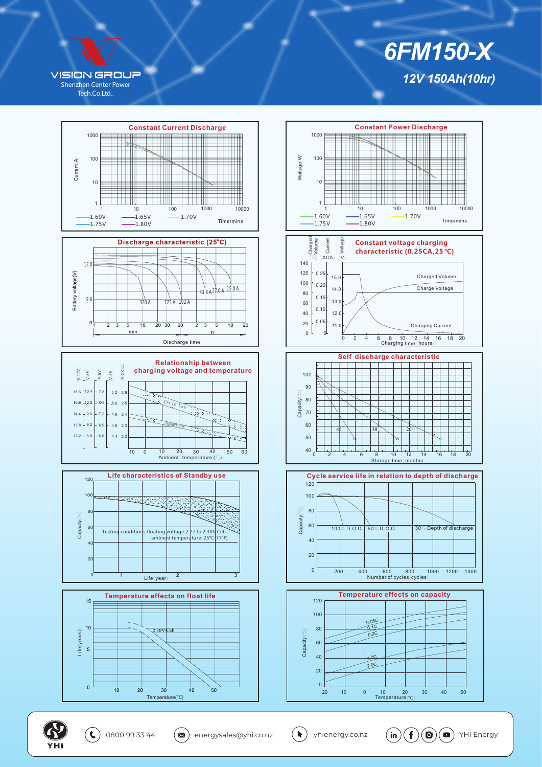VISION GROUP
Shenzhen Center Power Tech.Co.Ltd,.

# 6FM150-X

## 12V 150Ah(10hr)

### Constant Current Discharge

Current(A)
1000
100
10
1
1 10 100 1000 10000
Time/mins
1.60V 1.65V 1.70V 1.75V 1.80V

### Constant Power Discharge

Wattage(W)
1000
100
10
1
1 10 100 1000 10000
Time/mins
1.60V 1.65V 1.70V 1.75V 1.80V

### Discharge characteristic (25℃)

Battery voltage(V)
12.0
9.6
0
320 A 125 A 102 A 43.8 A 27.0 A 15.0 A
1 2 3 5 10 20 30 60 2 3 5 10 20
min h
Discharge time

### Constant voltage charging characteristic (0.25CA,25 ℃)

Charged Volume (%) Current (XCA) Voltage (V)
140 120 100 80 60 40 20 0
0.25 0.20 0.15 0.10 0.05 0
15.0 14.0 13.0 12.0 11.0
Charged Volume
Charge Voltage
Charging Current
0 2 4 6 8 10 12 14 16 18 20
Charging time (hours)

### Relationship between charging voltage and temperature

V(12V) V(8V) V(6V) V(4V) V(CELL)
15.6 10.4 7.8 5.2 2.6
15.0 10.0 7.5 5.0 2.5
14.4 9.6 7.2 4.8 2.4
13.8 9.2 6.9 4.6 2.3
13.2 8.8 6.6 4.4 2.2
Cycle Use
Standby Use
-10 0 10 20 30 40 50 60
Ambient temperature (℃)

### Self-discharge characteristic

Capacity(%)
100 90 80 70 60 50 40
40℃ 30℃ 20℃
0 2 4 6 8 10 12 14 16 18 20
Storage time (months)

### Life characteristics of Standby use

Capacity(%)
120 100 80 60 40 20 0
Testing conditions:floating voltage:2.27 to 2.30V Cell
ambient temperature: 25℃(77°F)
1 2 3
Life(year)

### Cycle service life in relation to depth of discharge

Capacity(%)
120 100 80 60 40 20 0
100% DOD 50% DOD 30% Depth of discharge
200 400 600 800 1000 1200 1400
Number of cycles(cycles)

### Temperature effects on float life

Life(years)
15 10 5 0
2.30V/Cell
10 20 30 40 50
Temperature(℃)

### Temperature effects on capacity

Capacity(%)
120 100 80 60 40 20 0
0.05C 0.1C 0.2C 1.0C 2.0C
-20 -10 0 10 20 30 40 50
Temperature(℃)

YHI

0800 99 33 44 | energysales@yhi.co.nz | yhienergy.co.nz | YHI Energy